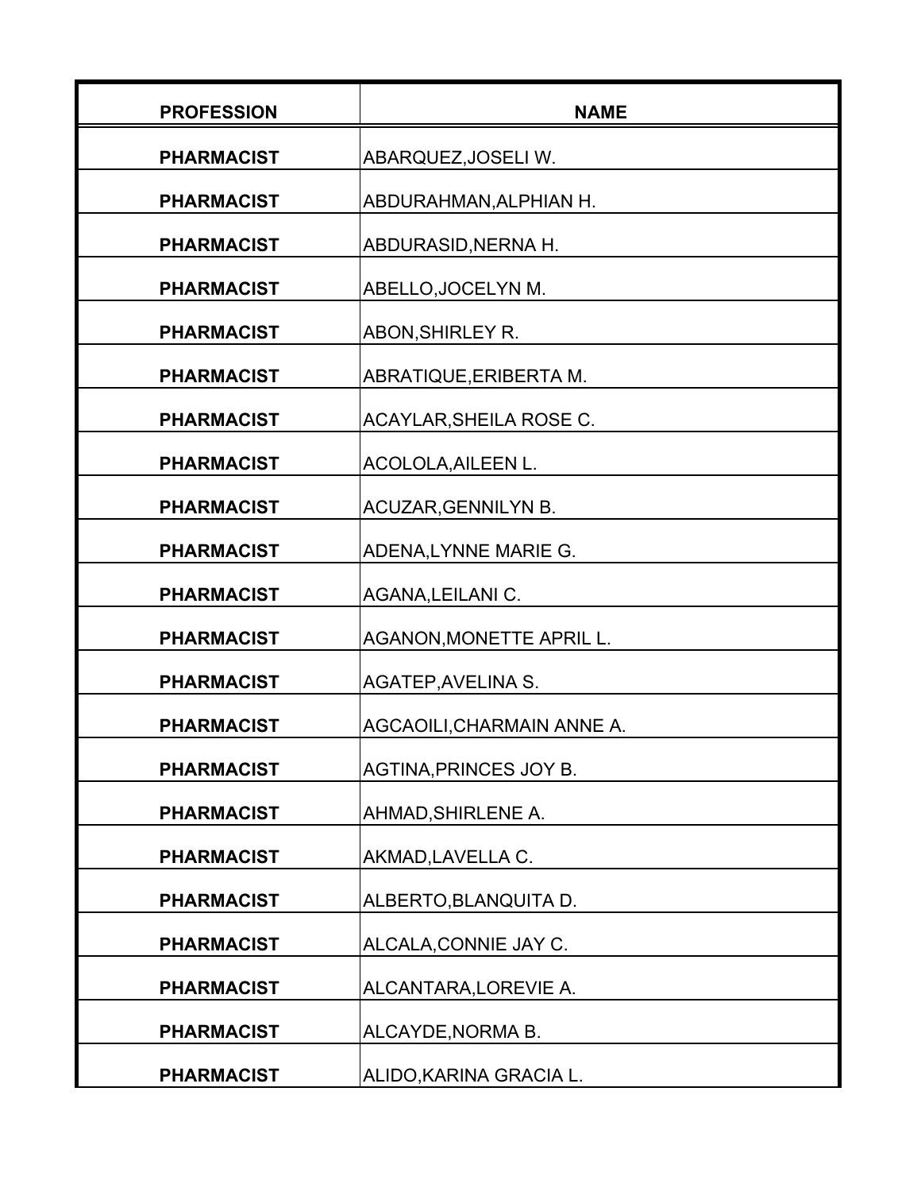| PROFESSION | NAME |
| --- | --- |
| **PHARMACIST** | ABARQUEZ,JOSELI W. |
| **PHARMACIST** | ABDURAHMAN,ALPHIAN H. |
| **PHARMACIST** | ABDURASID,NERNA H. |
| **PHARMACIST** | ABELLO,JOCELYN M. |
| **PHARMACIST** | ABON,SHIRLEY R. |
| **PHARMACIST** | ABRATIQUE,ERIBERTA M. |
| **PHARMACIST** | ACAYLAR,SHEILA ROSE C. |
| **PHARMACIST** | ACOLOLA,AILEEN L. |
| **PHARMACIST** | ACUZAR,GENNILYN B. |
| **PHARMACIST** | ADENA,LYNNE MARIE G. |
| **PHARMACIST** | AGANA,LEILANI C. |
| **PHARMACIST** | AGANON,MONETTE APRIL L. |
| **PHARMACIST** | AGATEP,AVELINA S. |
| **PHARMACIST** | AGCAOILI,CHARMAIN ANNE A. |
| **PHARMACIST** | AGTINA,PRINCES JOY B. |
| **PHARMACIST** | AHMAD,SHIRLENE A. |
| **PHARMACIST** | AKMAD,LAVELLA C. |
| **PHARMACIST** | ALBERTO,BLANQUITA D. |
| **PHARMACIST** | ALCALA,CONNIE JAY C. |
| **PHARMACIST** | ALCANTARA,LOREVIE A. |
| **PHARMACIST** | ALCAYDE,NORMA B. |
| **PHARMACIST** | ALIDO,KARINA GRACIA L. |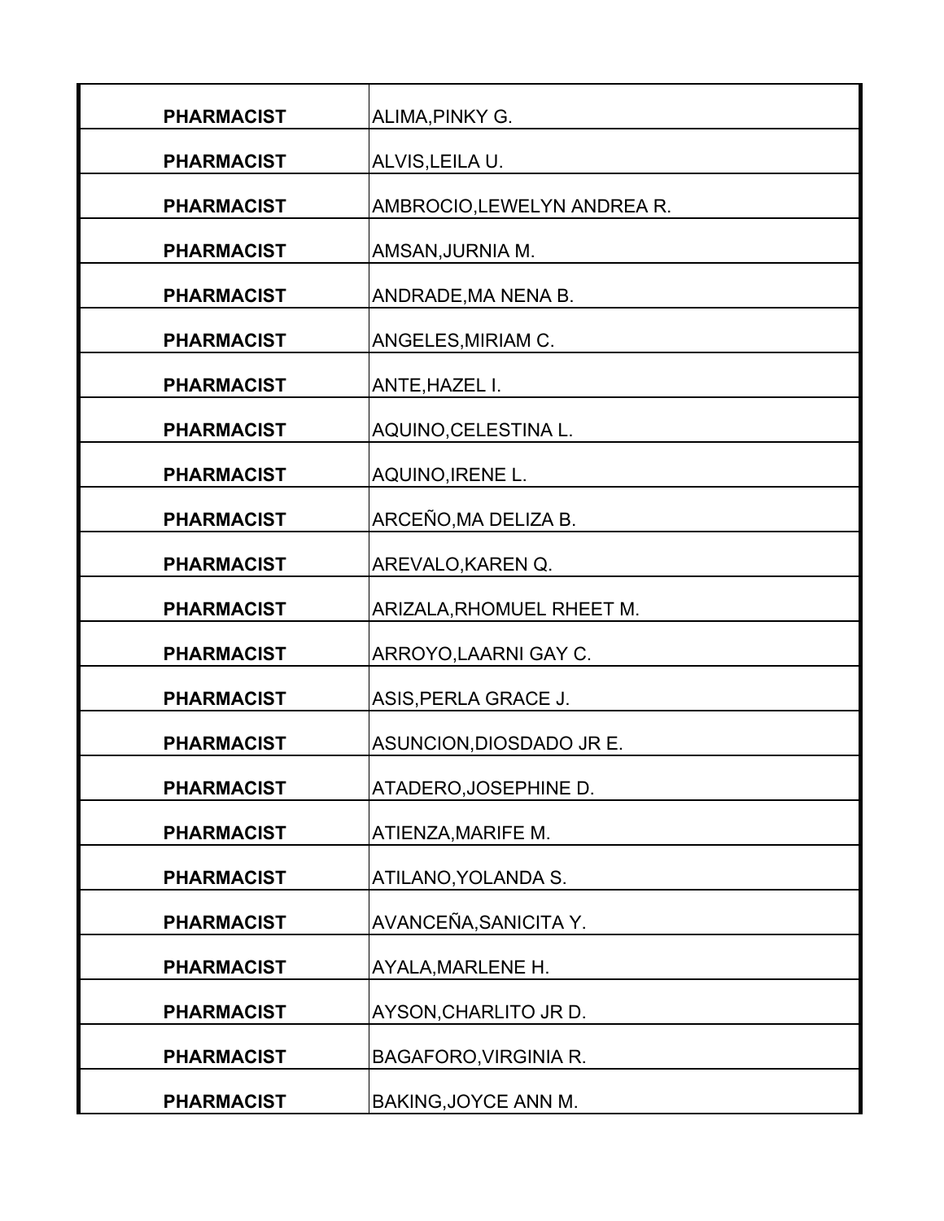| | |
|---|---|
| **PHARMACIST** | ALIMA,PINKY G. |
| **PHARMACIST** | ALVIS,LEILA U. |
| **PHARMACIST** | AMBROCIO,LEWELYN ANDREA R. |
| **PHARMACIST** | AMSAN,JURNIA M. |
| **PHARMACIST** | ANDRADE,MA NENA B. |
| **PHARMACIST** | ANGELES,MIRIAM C. |
| **PHARMACIST** | ANTE,HAZEL I. |
| **PHARMACIST** | AQUINO,CELESTINA L. |
| **PHARMACIST** | AQUINO,IRENE L. |
| **PHARMACIST** | ARCEÑO,MA DELIZA B. |
| **PHARMACIST** | AREVALO,KAREN Q. |
| **PHARMACIST** | ARIZALA,RHOMUEL RHEET M. |
| **PHARMACIST** | ARROYO,LAARNI GAY C. |
| **PHARMACIST** | ASIS,PERLA GRACE J. |
| **PHARMACIST** | ASUNCION,DIOSDADO JR E. |
| **PHARMACIST** | ATADERO,JOSEPHINE D. |
| **PHARMACIST** | ATIENZA,MARIFE M. |
| **PHARMACIST** | ATILANO,YOLANDA S. |
| **PHARMACIST** | AVANCEÑA,SANICITA Y. |
| **PHARMACIST** | AYALA,MARLENE H. |
| **PHARMACIST** | AYSON,CHARLITO JR D. |
| **PHARMACIST** | BAGAFORO,VIRGINIA R. |
| **PHARMACIST** | BAKING,JOYCE ANN M. |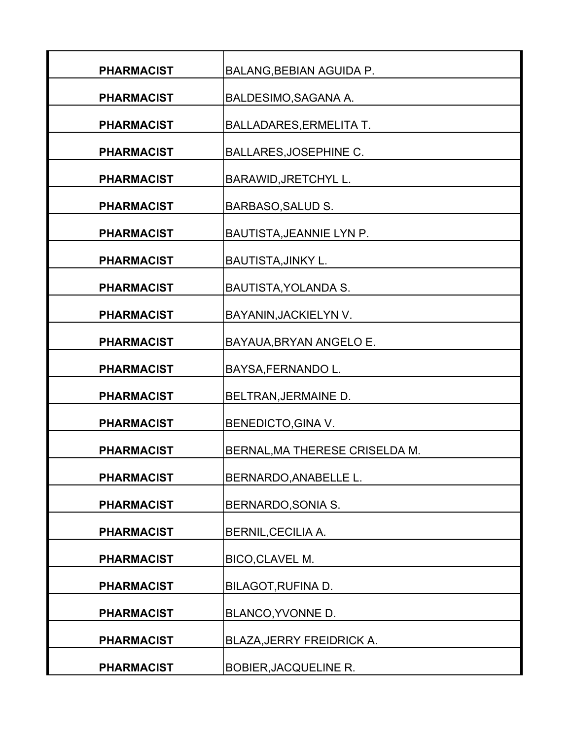| | |
|---|---|
| **PHARMACIST** | BALANG,BEBIAN AGUIDA P. |
| **PHARMACIST** | BALDESIMO,SAGANA A. |
| **PHARMACIST** | BALLADARES,ERMELITA T. |
| **PHARMACIST** | BALLARES,JOSEPHINE C. |
| **PHARMACIST** | BARAWID,JRETCHYL L. |
| **PHARMACIST** | BARBASO,SALUD S. |
| **PHARMACIST** | BAUTISTA,JEANNIE LYN P. |
| **PHARMACIST** | BAUTISTA,JINKY L. |
| **PHARMACIST** | BAUTISTA,YOLANDA S. |
| **PHARMACIST** | BAYANIN,JACKIELYN V. |
| **PHARMACIST** | BAYAUA,BRYAN ANGELO E. |
| **PHARMACIST** | BAYSA,FERNANDO L. |
| **PHARMACIST** | BELTRAN,JERMAINE D. |
| **PHARMACIST** | BENEDICTO,GINA V. |
| **PHARMACIST** | BERNAL,MA THERESE CRISELDA M. |
| **PHARMACIST** | BERNARDO,ANABELLE L. |
| **PHARMACIST** | BERNARDO,SONIA S. |
| **PHARMACIST** | BERNIL,CECILIA A. |
| **PHARMACIST** | BICO,CLAVEL M. |
| **PHARMACIST** | BILAGOT,RUFINA D. |
| **PHARMACIST** | BLANCO,YVONNE D. |
| **PHARMACIST** | BLAZA,JERRY FREIDRICK A. |
| **PHARMACIST** | BOBIER,JACQUELINE R. |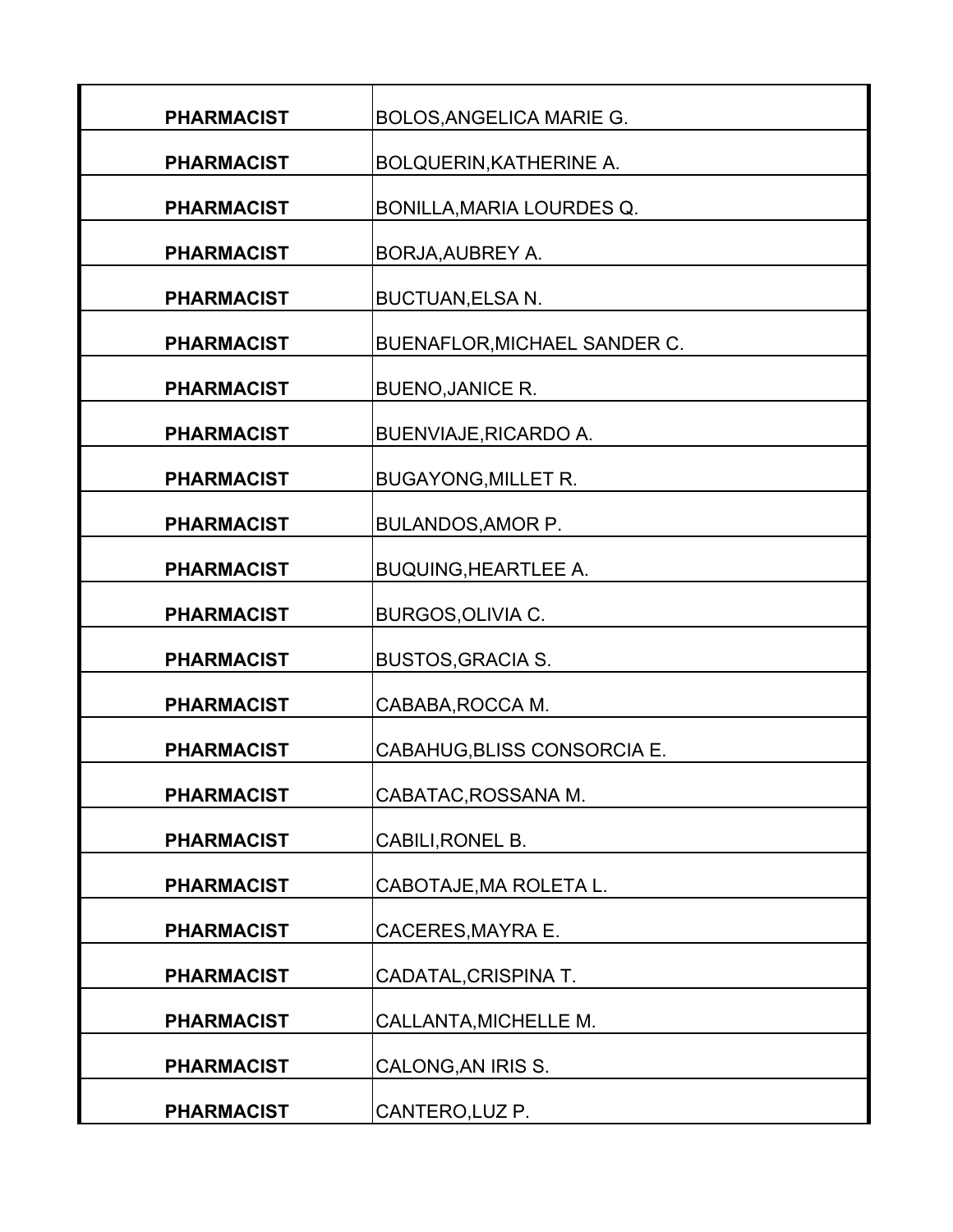| | |
|---|---|
| **PHARMACIST** | BOLOS,ANGELICA MARIE G. |
| **PHARMACIST** | BOLQUERIN,KATHERINE A. |
| **PHARMACIST** | BONILLA,MARIA LOURDES Q. |
| **PHARMACIST** | BORJA,AUBREY A. |
| **PHARMACIST** | BUCTUAN,ELSA N. |
| **PHARMACIST** | BUENAFLOR,MICHAEL SANDER C. |
| **PHARMACIST** | BUENO,JANICE R. |
| **PHARMACIST** | BUENVIAJE,RICARDO A. |
| **PHARMACIST** | BUGAYONG,MILLET R. |
| **PHARMACIST** | BULANDOS,AMOR P. |
| **PHARMACIST** | BUQUING,HEARTLEE A. |
| **PHARMACIST** | BURGOS,OLIVIA C. |
| **PHARMACIST** | BUSTOS,GRACIA S. |
| **PHARMACIST** | CABABA,ROCCA M. |
| **PHARMACIST** | CABAHUG,BLISS CONSORCIA E. |
| **PHARMACIST** | CABATAC,ROSSANA M. |
| **PHARMACIST** | CABILI,RONEL B. |
| **PHARMACIST** | CABOTAJE,MA ROLETA L. |
| **PHARMACIST** | CACERES,MAYRA E. |
| **PHARMACIST** | CADATAL,CRISPINA T. |
| **PHARMACIST** | CALLANTA,MICHELLE M. |
| **PHARMACIST** | CALONG,AN IRIS S. |
| **PHARMACIST** | CANTERO,LUZ P. |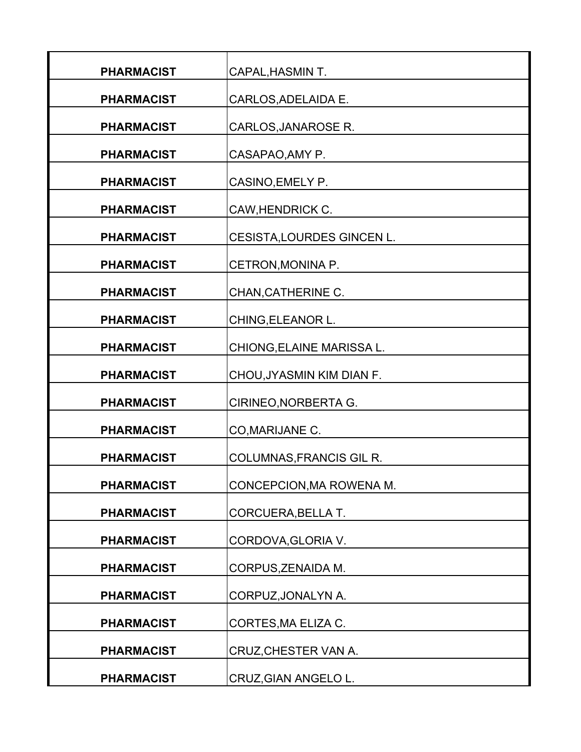| | |
|---|---|
| **PHARMACIST** | CAPAL,HASMIN T. |
| **PHARMACIST** | CARLOS,ADELAIDA E. |
| **PHARMACIST** | CARLOS,JANAROSE R. |
| **PHARMACIST** | CASAPAO,AMY P. |
| **PHARMACIST** | CASINO,EMELY P. |
| **PHARMACIST** | CAW,HENDRICK C. |
| **PHARMACIST** | CESISTA,LOURDES GINCEN L. |
| **PHARMACIST** | CETRON,MONINA P. |
| **PHARMACIST** | CHAN,CATHERINE C. |
| **PHARMACIST** | CHING,ELEANOR L. |
| **PHARMACIST** | CHIONG,ELAINE MARISSA L. |
| **PHARMACIST** | CHOU,JYASMIN KIM DIAN F. |
| **PHARMACIST** | CIRINEO,NORBERTA G. |
| **PHARMACIST** | CO,MARIJANE C. |
| **PHARMACIST** | COLUMNAS,FRANCIS GIL R. |
| **PHARMACIST** | CONCEPCION,MA ROWENA M. |
| **PHARMACIST** | CORCUERA,BELLA T. |
| **PHARMACIST** | CORDOVA,GLORIA V. |
| **PHARMACIST** | CORPUS,ZENAIDA M. |
| **PHARMACIST** | CORPUZ,JONALYN A. |
| **PHARMACIST** | CORTES,MA ELIZA C. |
| **PHARMACIST** | CRUZ,CHESTER VAN A. |
| **PHARMACIST** | CRUZ,GIAN ANGELO L. |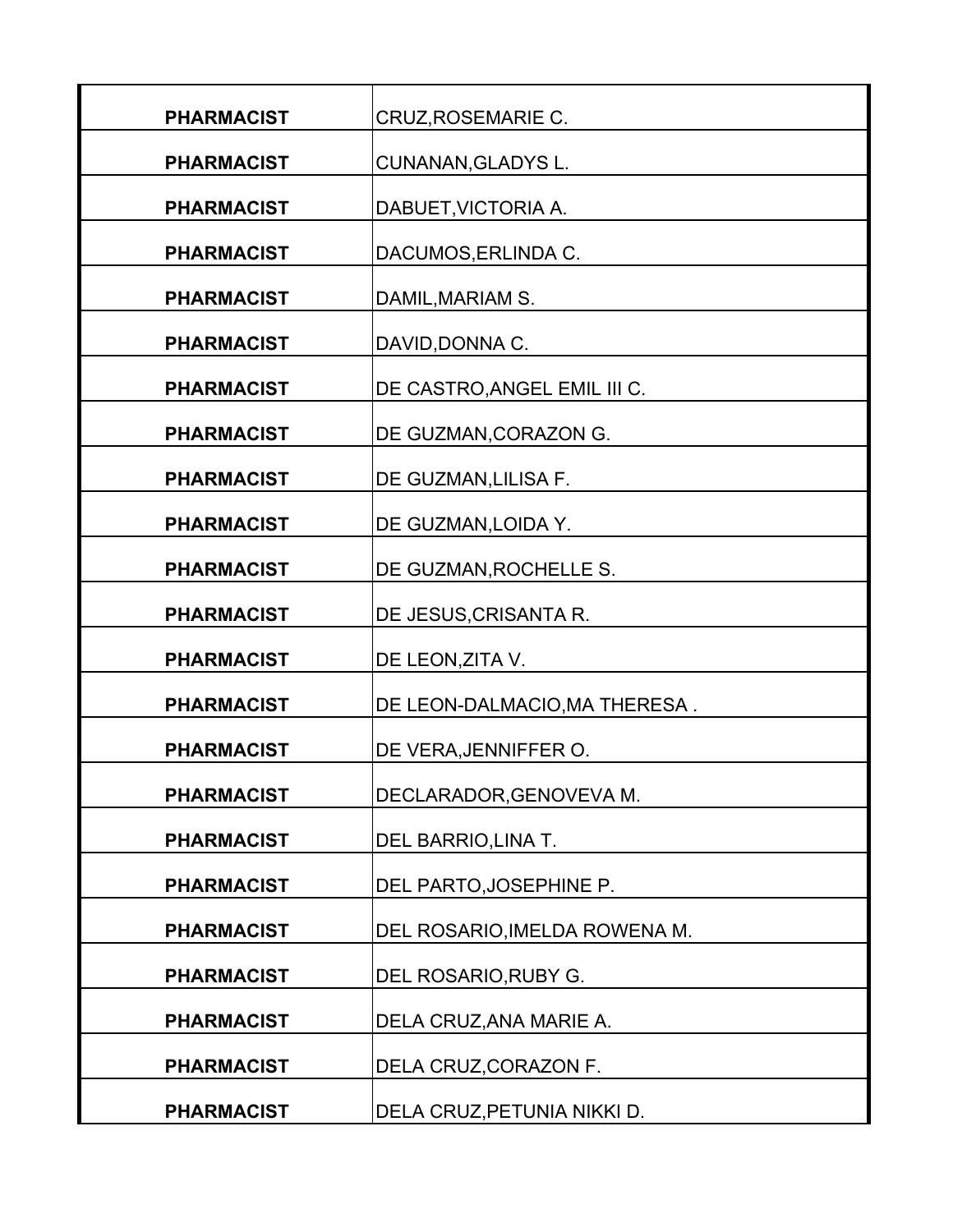| | |
|---|---|
| **PHARMACIST** | CRUZ,ROSEMARIE C. |
| **PHARMACIST** | CUNANAN,GLADYS L. |
| **PHARMACIST** | DABUET,VICTORIA A. |
| **PHARMACIST** | DACUMOS,ERLINDA C. |
| **PHARMACIST** | DAMIL,MARIAM S. |
| **PHARMACIST** | DAVID,DONNA C. |
| **PHARMACIST** | DE CASTRO,ANGEL EMIL III C. |
| **PHARMACIST** | DE GUZMAN,CORAZON G. |
| **PHARMACIST** | DE GUZMAN,LILISA F. |
| **PHARMACIST** | DE GUZMAN,LOIDA Y. |
| **PHARMACIST** | DE GUZMAN,ROCHELLE S. |
| **PHARMACIST** | DE JESUS,CRISANTA R. |
| **PHARMACIST** | DE LEON,ZITA V. |
| **PHARMACIST** | DE LEON-DALMACIO,MA THERESA . |
| **PHARMACIST** | DE VERA,JENNIFFER O. |
| **PHARMACIST** | DECLARADOR,GENOVEVA M. |
| **PHARMACIST** | DEL BARRIO,LINA T. |
| **PHARMACIST** | DEL PARTO,JOSEPHINE P. |
| **PHARMACIST** | DEL ROSARIO,IMELDA ROWENA M. |
| **PHARMACIST** | DEL ROSARIO,RUBY G. |
| **PHARMACIST** | DELA CRUZ,ANA MARIE A. |
| **PHARMACIST** | DELA CRUZ,CORAZON F. |
| **PHARMACIST** | DELA CRUZ,PETUNIA NIKKI D. |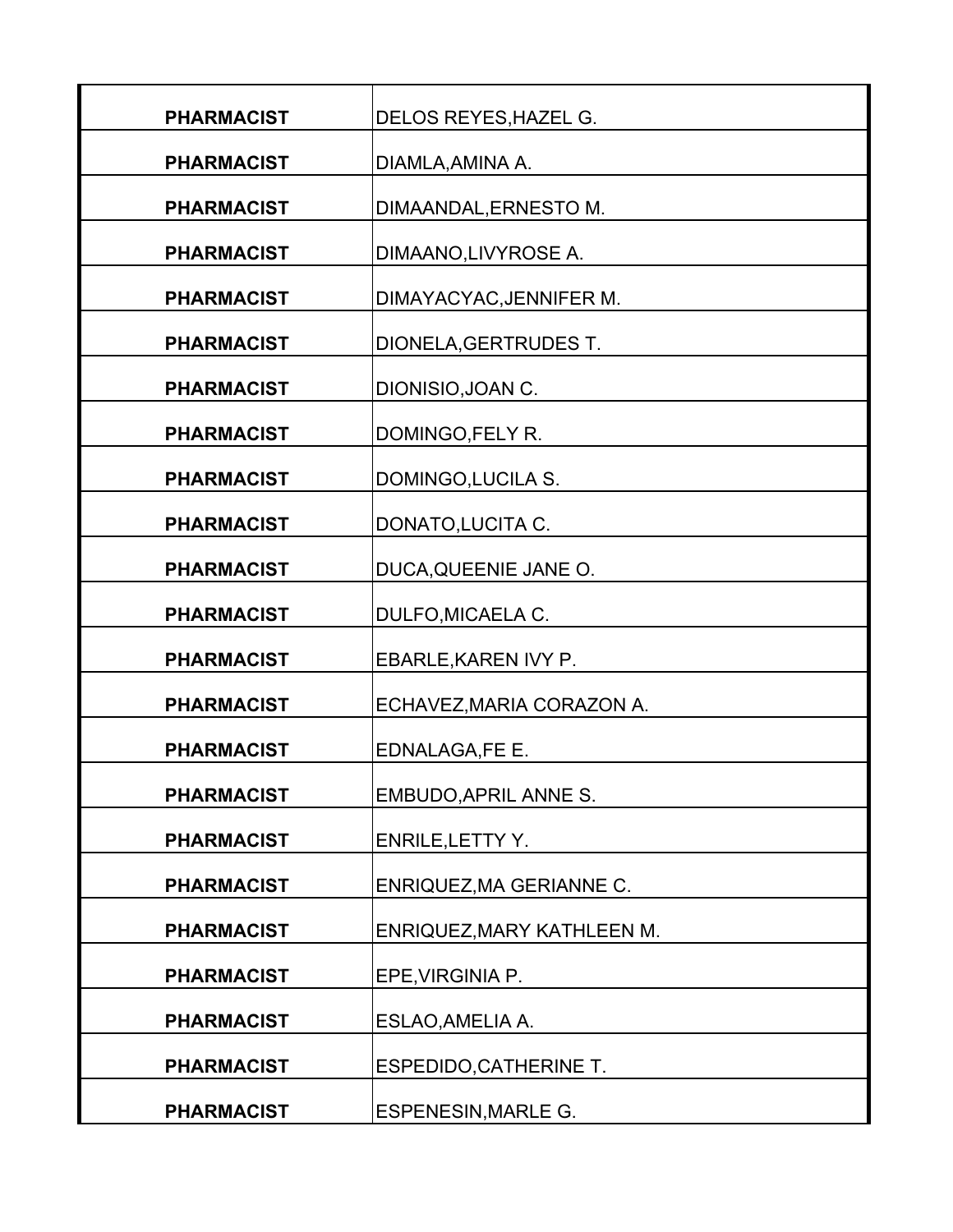| | |
|---|---|
| **PHARMACIST** | DELOS REYES,HAZEL G. |
| **PHARMACIST** | DIAMLA,AMINA A. |
| **PHARMACIST** | DIMAANDAL,ERNESTO M. |
| **PHARMACIST** | DIMAANO,LIVYROSE A. |
| **PHARMACIST** | DIMAYACYAC,JENNIFER M. |
| **PHARMACIST** | DIONELA,GERTRUDES T. |
| **PHARMACIST** | DIONISIO,JOAN C. |
| **PHARMACIST** | DOMINGO,FELY R. |
| **PHARMACIST** | DOMINGO,LUCILA S. |
| **PHARMACIST** | DONATO,LUCITA C. |
| **PHARMACIST** | DUCA,QUEENIE JANE O. |
| **PHARMACIST** | DULFO,MICAELA C. |
| **PHARMACIST** | EBARLE,KAREN IVY P. |
| **PHARMACIST** | ECHAVEZ,MARIA CORAZON A. |
| **PHARMACIST** | EDNALAGA,FE E. |
| **PHARMACIST** | EMBUDO,APRIL ANNE S. |
| **PHARMACIST** | ENRILE,LETTY Y. |
| **PHARMACIST** | ENRIQUEZ,MA GERIANNE C. |
| **PHARMACIST** | ENRIQUEZ,MARY KATHLEEN M. |
| **PHARMACIST** | EPE,VIRGINIA P. |
| **PHARMACIST** | ESLAO,AMELIA A. |
| **PHARMACIST** | ESPEDIDO,CATHERINE T. |
| **PHARMACIST** | ESPENESIN,MARLE G. |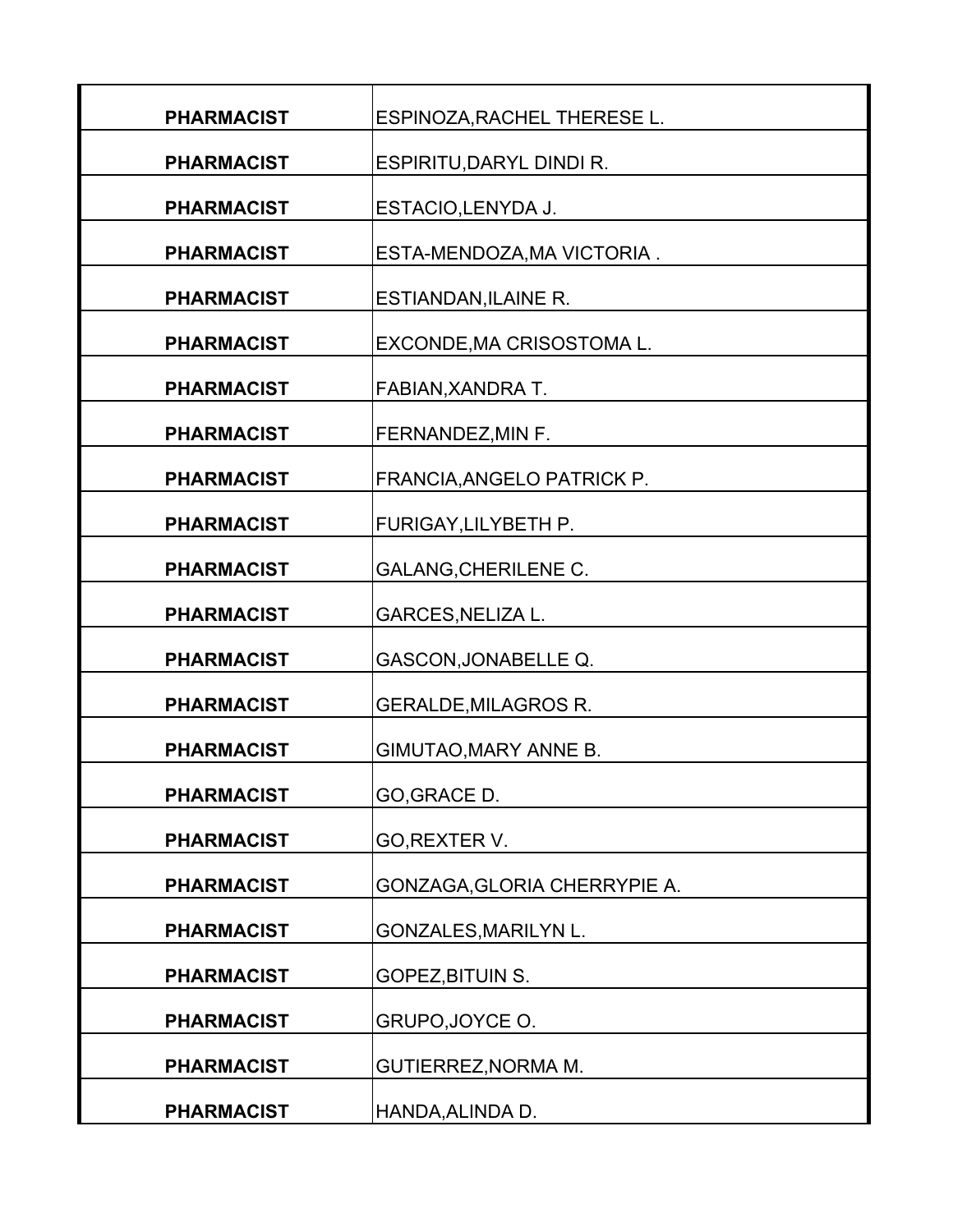| | |
|---|---|
| **PHARMACIST** | ESPINOZA,RACHEL THERESE L. |
| **PHARMACIST** | ESPIRITU,DARYL DINDI R. |
| **PHARMACIST** | ESTACIO,LENYDA J. |
| **PHARMACIST** | ESTA-MENDOZA,MA VICTORIA . |
| **PHARMACIST** | ESTIANDAN,ILAINE R. |
| **PHARMACIST** | EXCONDE,MA CRISOSTOMA L. |
| **PHARMACIST** | FABIAN,XANDRA T. |
| **PHARMACIST** | FERNANDEZ,MIN F. |
| **PHARMACIST** | FRANCIA,ANGELO PATRICK P. |
| **PHARMACIST** | FURIGAY,LILYBETH P. |
| **PHARMACIST** | GALANG,CHERILENE C. |
| **PHARMACIST** | GARCES,NELIZA L. |
| **PHARMACIST** | GASCON,JONABELLE Q. |
| **PHARMACIST** | GERALDE,MILAGROS R. |
| **PHARMACIST** | GIMUTAO,MARY ANNE B. |
| **PHARMACIST** | GO,GRACE D. |
| **PHARMACIST** | GO,REXTER V. |
| **PHARMACIST** | GONZAGA,GLORIA CHERRYPIE A. |
| **PHARMACIST** | GONZALES,MARILYN L. |
| **PHARMACIST** | GOPEZ,BITUIN S. |
| **PHARMACIST** | GRUPO,JOYCE O. |
| **PHARMACIST** | GUTIERREZ,NORMA M. |
| **PHARMACIST** | HANDA,ALINDA D. |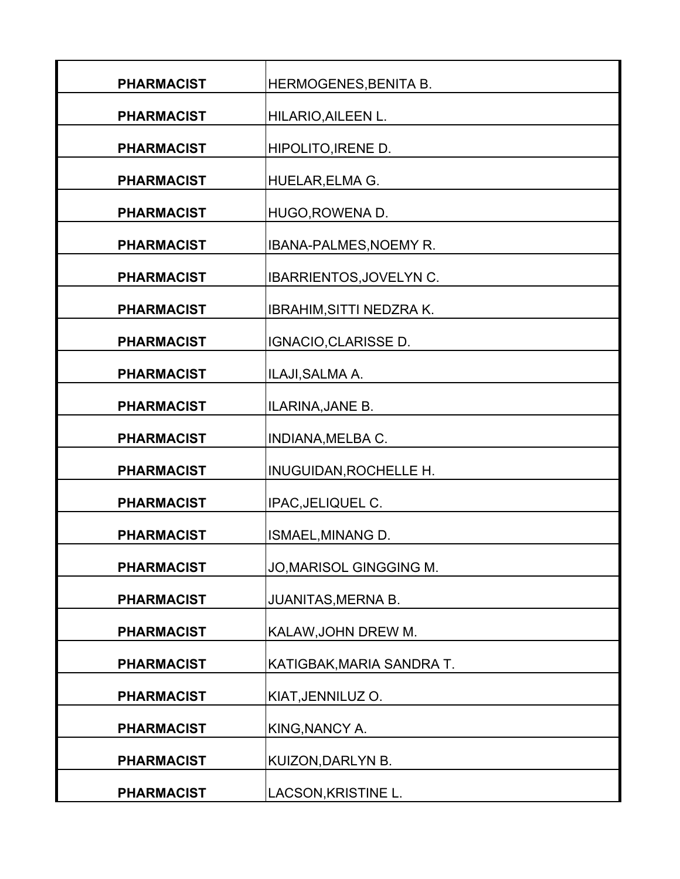| | |
|---|---|
| **PHARMACIST** | HERMOGENES,BENITA B. |
| **PHARMACIST** | HILARIO,AILEEN L. |
| **PHARMACIST** | HIPOLITO,IRENE D. |
| **PHARMACIST** | HUELAR,ELMA G. |
| **PHARMACIST** | HUGO,ROWENA D. |
| **PHARMACIST** | IBANA-PALMES,NOEMY R. |
| **PHARMACIST** | IBARRIENTOS,JOVELYN C. |
| **PHARMACIST** | IBRAHIM,SITTI NEDZRA K. |
| **PHARMACIST** | IGNACIO,CLARISSE D. |
| **PHARMACIST** | ILAJI,SALMA A. |
| **PHARMACIST** | ILARINA,JANE B. |
| **PHARMACIST** | INDIANA,MELBA C. |
| **PHARMACIST** | INUGUIDAN,ROCHELLE H. |
| **PHARMACIST** | IPAC,JELIQUEL C. |
| **PHARMACIST** | ISMAEL,MINANG D. |
| **PHARMACIST** | JO,MARISOL GINGGING M. |
| **PHARMACIST** | JUANITAS,MERNA B. |
| **PHARMACIST** | KALAW,JOHN DREW M. |
| **PHARMACIST** | KATIGBAK,MARIA SANDRA T. |
| **PHARMACIST** | KIAT,JENNILUZ O. |
| **PHARMACIST** | KING,NANCY A. |
| **PHARMACIST** | KUIZON,DARLYN B. |
| **PHARMACIST** | LACSON,KRISTINE L. |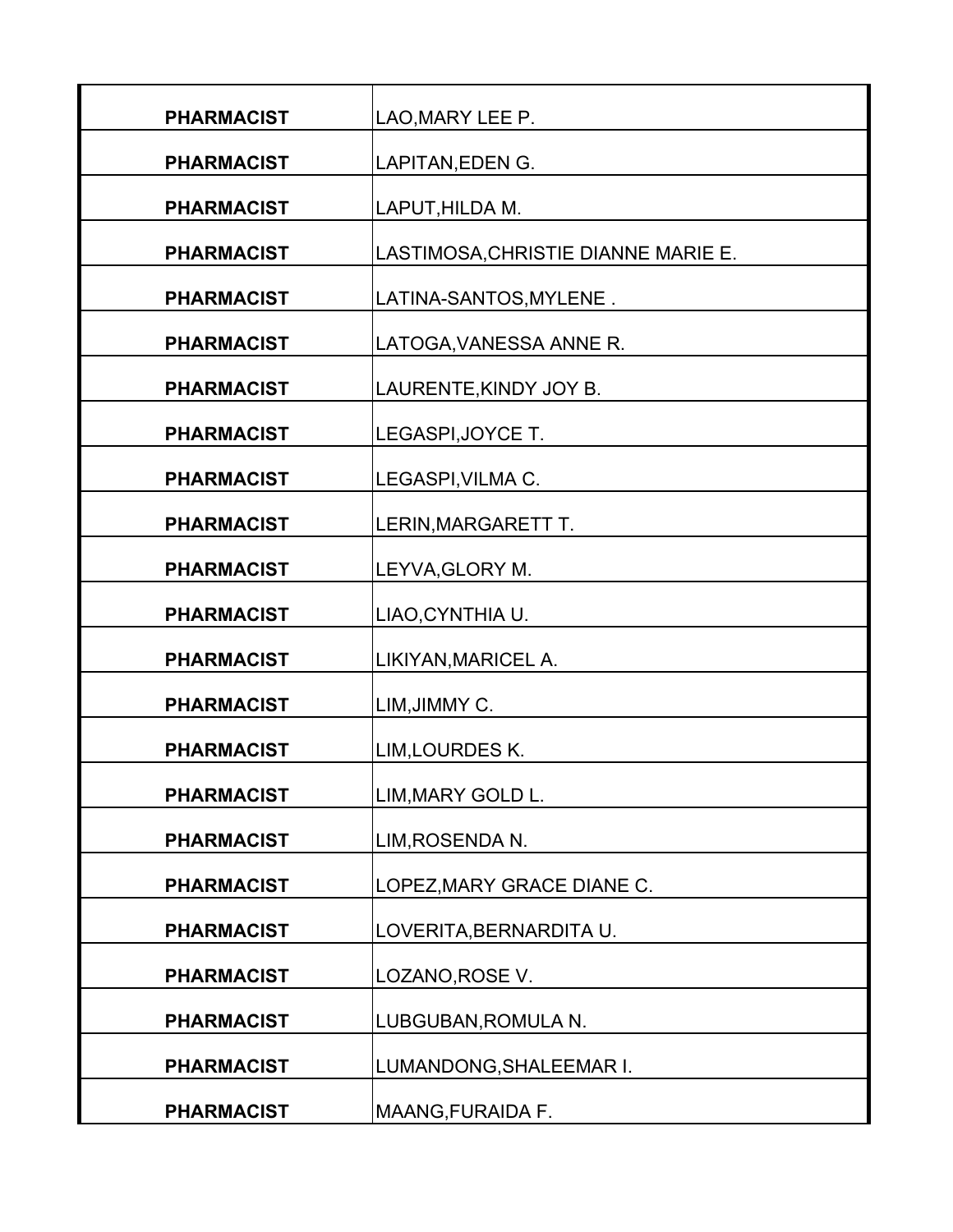| | |
|---|---|
| **PHARMACIST** | LAO,MARY LEE P. |
| **PHARMACIST** | LAPITAN,EDEN G. |
| **PHARMACIST** | LAPUT,HILDA M. |
| **PHARMACIST** | LASTIMOSA,CHRISTIE DIANNE MARIE E. |
| **PHARMACIST** | LATINA-SANTOS,MYLENE . |
| **PHARMACIST** | LATOGA,VANESSA ANNE R. |
| **PHARMACIST** | LAURENTE,KINDY JOY B. |
| **PHARMACIST** | LEGASPI,JOYCE T. |
| **PHARMACIST** | LEGASPI,VILMA C. |
| **PHARMACIST** | LERIN,MARGARETT T. |
| **PHARMACIST** | LEYVA,GLORY M. |
| **PHARMACIST** | LIAO,CYNTHIA U. |
| **PHARMACIST** | LIKIYAN,MARICEL A. |
| **PHARMACIST** | LIM,JIMMY C. |
| **PHARMACIST** | LIM,LOURDES K. |
| **PHARMACIST** | LIM,MARY GOLD L. |
| **PHARMACIST** | LIM,ROSENDA N. |
| **PHARMACIST** | LOPEZ,MARY GRACE DIANE C. |
| **PHARMACIST** | LOVERITA,BERNARDITA U. |
| **PHARMACIST** | LOZANO,ROSE V. |
| **PHARMACIST** | LUBGUBAN,ROMULA N. |
| **PHARMACIST** | LUMANDONG,SHALEEMAR I. |
| **PHARMACIST** | MAANG,FURAIDA F. |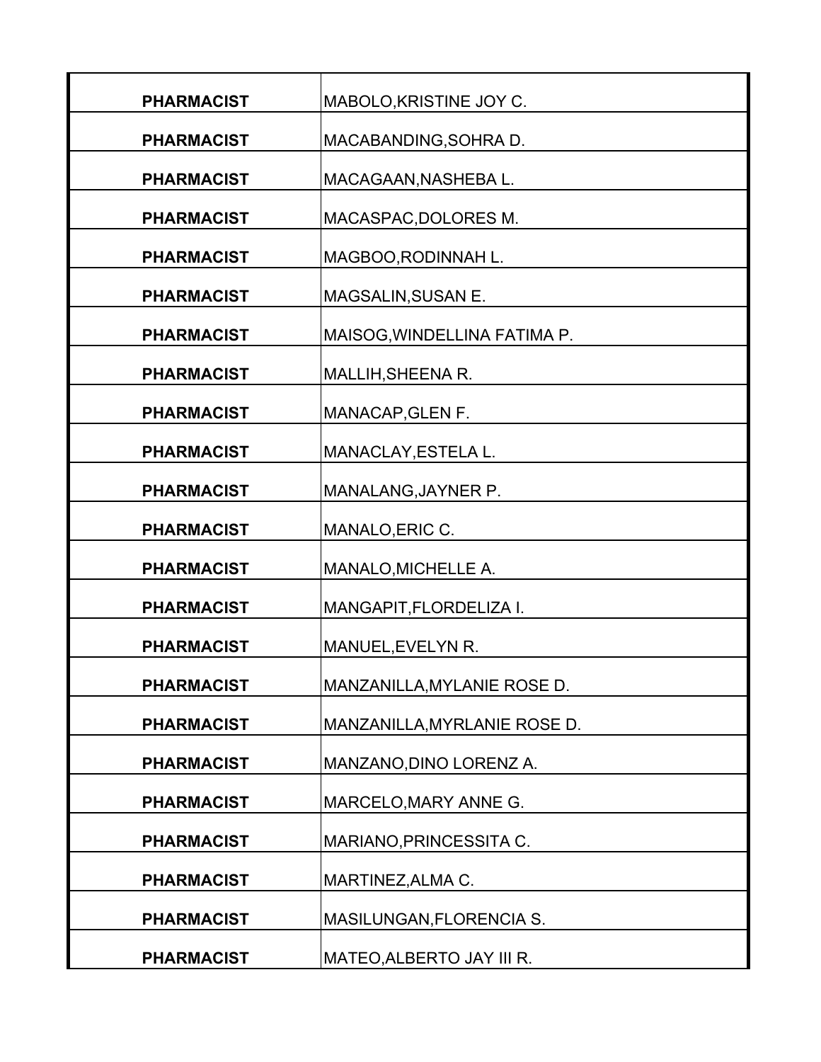| | |
|---|---|
| **PHARMACIST** | MABOLO,KRISTINE JOY C. |
| **PHARMACIST** | MACABANDING,SOHRA D. |
| **PHARMACIST** | MACAGAAN,NASHEBA L. |
| **PHARMACIST** | MACASPAC,DOLORES M. |
| **PHARMACIST** | MAGBOO,RODINNAH L. |
| **PHARMACIST** | MAGSALIN,SUSAN E. |
| **PHARMACIST** | MAISOG,WINDELLINA FATIMA P. |
| **PHARMACIST** | MALLIH,SHEENA R. |
| **PHARMACIST** | MANACAP,GLEN F. |
| **PHARMACIST** | MANACLAY,ESTELA L. |
| **PHARMACIST** | MANALANG,JAYNER P. |
| **PHARMACIST** | MANALO,ERIC C. |
| **PHARMACIST** | MANALO,MICHELLE A. |
| **PHARMACIST** | MANGAPIT,FLORDELIZA I. |
| **PHARMACIST** | MANUEL,EVELYN R. |
| **PHARMACIST** | MANZANILLA,MYLANIE ROSE D. |
| **PHARMACIST** | MANZANILLA,MYRLANIE ROSE D. |
| **PHARMACIST** | MANZANO,DINO LORENZ A. |
| **PHARMACIST** | MARCELO,MARY ANNE G. |
| **PHARMACIST** | MARIANO,PRINCESSITA C. |
| **PHARMACIST** | MARTINEZ,ALMA C. |
| **PHARMACIST** | MASILUNGAN,FLORENCIA S. |
| **PHARMACIST** | MATEO,ALBERTO JAY III R. |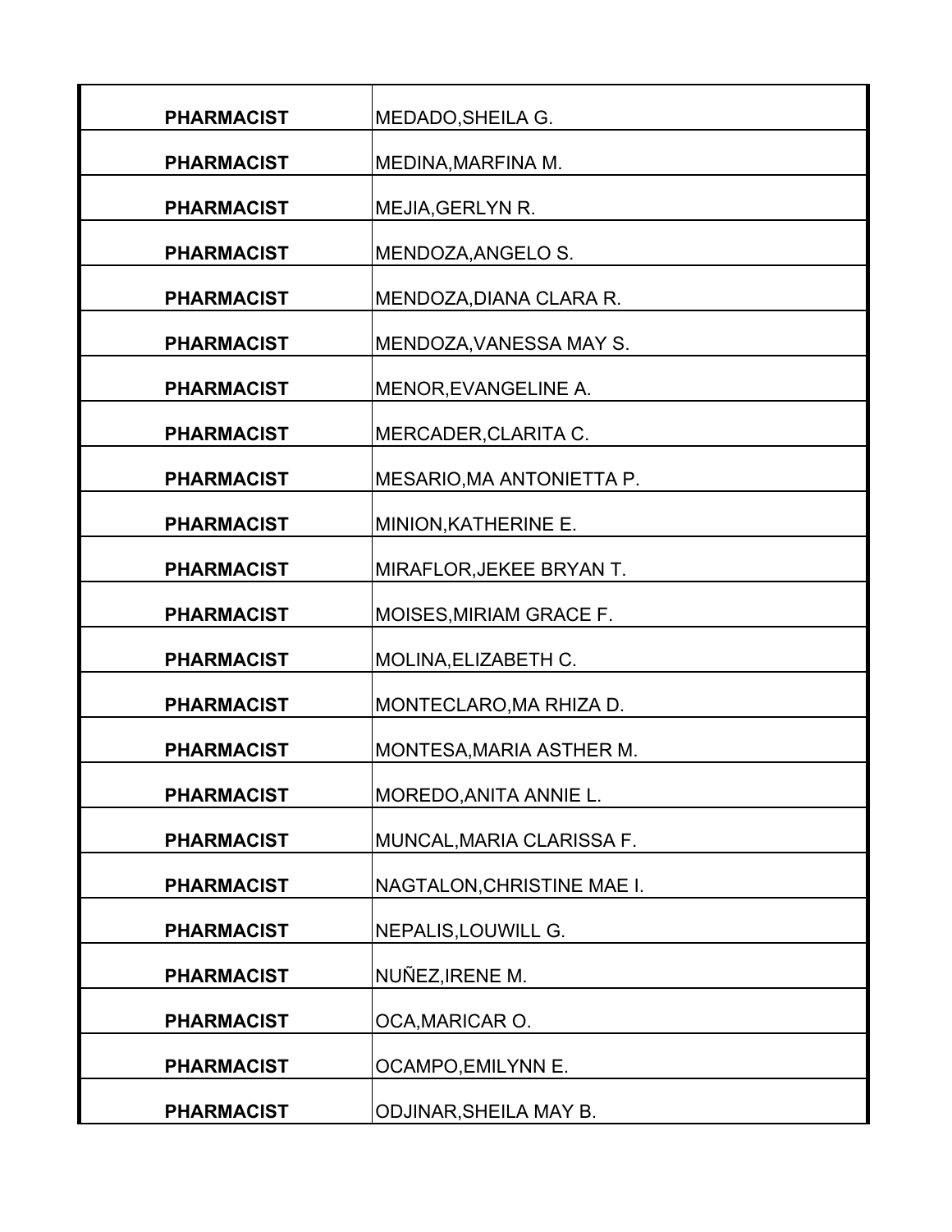| | |
|---|---|
| **PHARMACIST** | MEDADO,SHEILA G. |
| **PHARMACIST** | MEDINA,MARFINA M. |
| **PHARMACIST** | MEJIA,GERLYN R. |
| **PHARMACIST** | MENDOZA,ANGELO S. |
| **PHARMACIST** | MENDOZA,DIANA CLARA R. |
| **PHARMACIST** | MENDOZA,VANESSA MAY S. |
| **PHARMACIST** | MENOR,EVANGELINE A. |
| **PHARMACIST** | MERCADER,CLARITA C. |
| **PHARMACIST** | MESARIO,MA ANTONIETTA P. |
| **PHARMACIST** | MINION,KATHERINE E. |
| **PHARMACIST** | MIRAFLOR,JEKEE BRYAN T. |
| **PHARMACIST** | MOISES,MIRIAM GRACE F. |
| **PHARMACIST** | MOLINA,ELIZABETH C. |
| **PHARMACIST** | MONTECLARO,MA RHIZA D. |
| **PHARMACIST** | MONTESA,MARIA ASTHER M. |
| **PHARMACIST** | MOREDO,ANITA ANNIE L. |
| **PHARMACIST** | MUNCAL,MARIA CLARISSA F. |
| **PHARMACIST** | NAGTALON,CHRISTINE MAE I. |
| **PHARMACIST** | NEPALIS,LOUWILL G. |
| **PHARMACIST** | NUÑEZ,IRENE M. |
| **PHARMACIST** | OCA,MARICAR O. |
| **PHARMACIST** | OCAMPO,EMILYNN E. |
| **PHARMACIST** | ODJINAR,SHEILA MAY B. |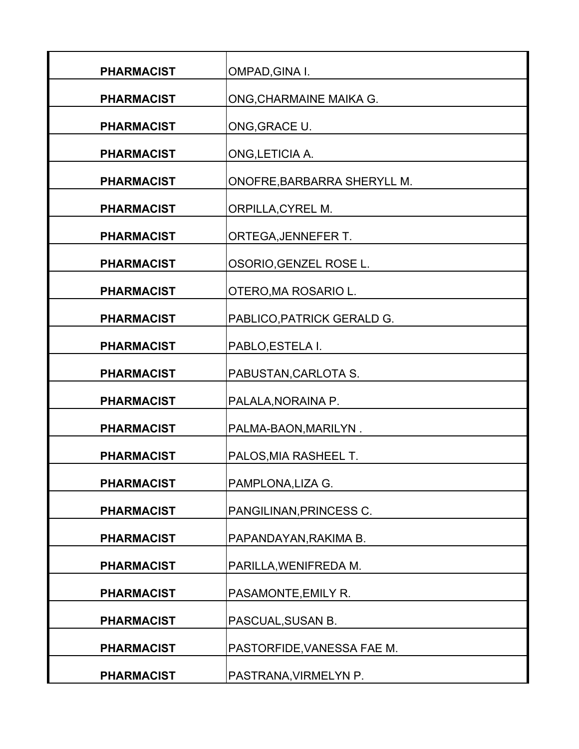| | |
|---|---|
| **PHARMACIST** | OMPAD,GINA I. |
| **PHARMACIST** | ONG,CHARMAINE MAIKA G. |
| **PHARMACIST** | ONG,GRACE U. |
| **PHARMACIST** | ONG,LETICIA A. |
| **PHARMACIST** | ONOFRE,BARBARRA SHERYLL M. |
| **PHARMACIST** | ORPILLA,CYREL M. |
| **PHARMACIST** | ORTEGA,JENNEFER T. |
| **PHARMACIST** | OSORIO,GENZEL ROSE L. |
| **PHARMACIST** | OTERO,MA ROSARIO L. |
| **PHARMACIST** | PABLICO,PATRICK GERALD G. |
| **PHARMACIST** | PABLO,ESTELA I. |
| **PHARMACIST** | PABUSTAN,CARLOTA S. |
| **PHARMACIST** | PALALA,NORAINA P. |
| **PHARMACIST** | PALMA-BAON,MARILYN . |
| **PHARMACIST** | PALOS,MIA RASHEEL T. |
| **PHARMACIST** | PAMPLONA,LIZA G. |
| **PHARMACIST** | PANGILINAN,PRINCESS C. |
| **PHARMACIST** | PAPANDAYAN,RAKIMA B. |
| **PHARMACIST** | PARILLA,WENIFREDA M. |
| **PHARMACIST** | PASAMONTE,EMILY R. |
| **PHARMACIST** | PASCUAL,SUSAN B. |
| **PHARMACIST** | PASTORFIDE,VANESSA FAE M. |
| **PHARMACIST** | PASTRANA,VIRMELYN P. |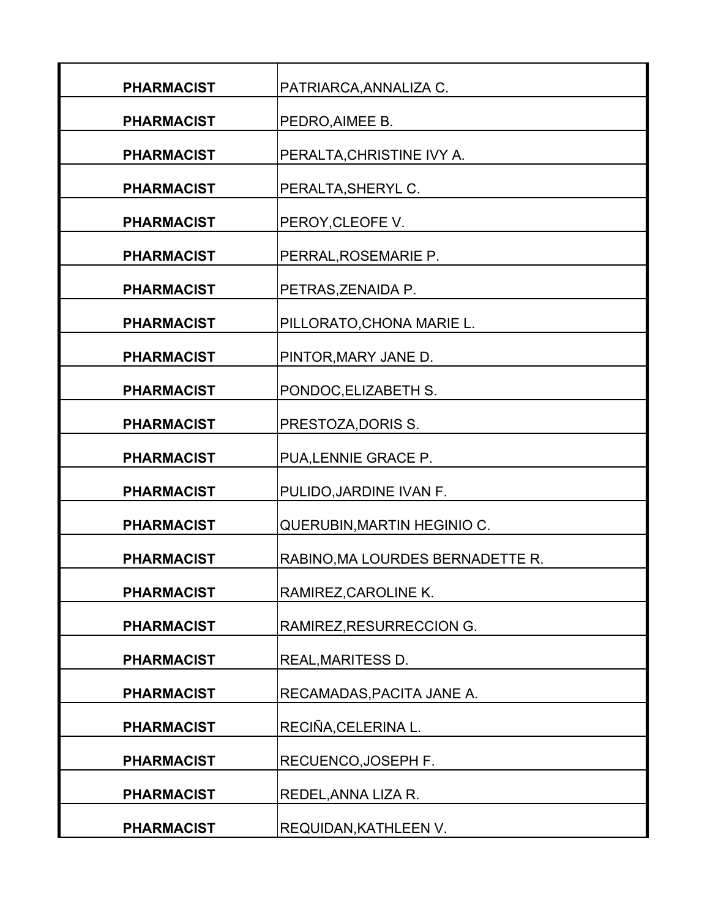| | |
|---|---|
| **PHARMACIST** | PATRIARCA,ANNALIZA C. |
| **PHARMACIST** | PEDRO,AIMEE B. |
| **PHARMACIST** | PERALTA,CHRISTINE IVY A. |
| **PHARMACIST** | PERALTA,SHERYL C. |
| **PHARMACIST** | PEROY,CLEOFE V. |
| **PHARMACIST** | PERRAL,ROSEMARIE P. |
| **PHARMACIST** | PETRAS,ZENAIDA P. |
| **PHARMACIST** | PILLORATO,CHONA MARIE L. |
| **PHARMACIST** | PINTOR,MARY JANE D. |
| **PHARMACIST** | PONDOC,ELIZABETH S. |
| **PHARMACIST** | PRESTOZA,DORIS S. |
| **PHARMACIST** | PUA,LENNIE GRACE P. |
| **PHARMACIST** | PULIDO,JARDINE IVAN F. |
| **PHARMACIST** | QUERUBIN,MARTIN HEGINIO C. |
| **PHARMACIST** | RABINO,MA LOURDES BERNADETTE R. |
| **PHARMACIST** | RAMIREZ,CAROLINE K. |
| **PHARMACIST** | RAMIREZ,RESURRECCION G. |
| **PHARMACIST** | REAL,MARITESS D. |
| **PHARMACIST** | RECAMADAS,PACITA JANE A. |
| **PHARMACIST** | RECIÑA,CELERINA L. |
| **PHARMACIST** | RECUENCO,JOSEPH F. |
| **PHARMACIST** | REDEL,ANNA LIZA R. |
| **PHARMACIST** | REQUIDAN,KATHLEEN V. |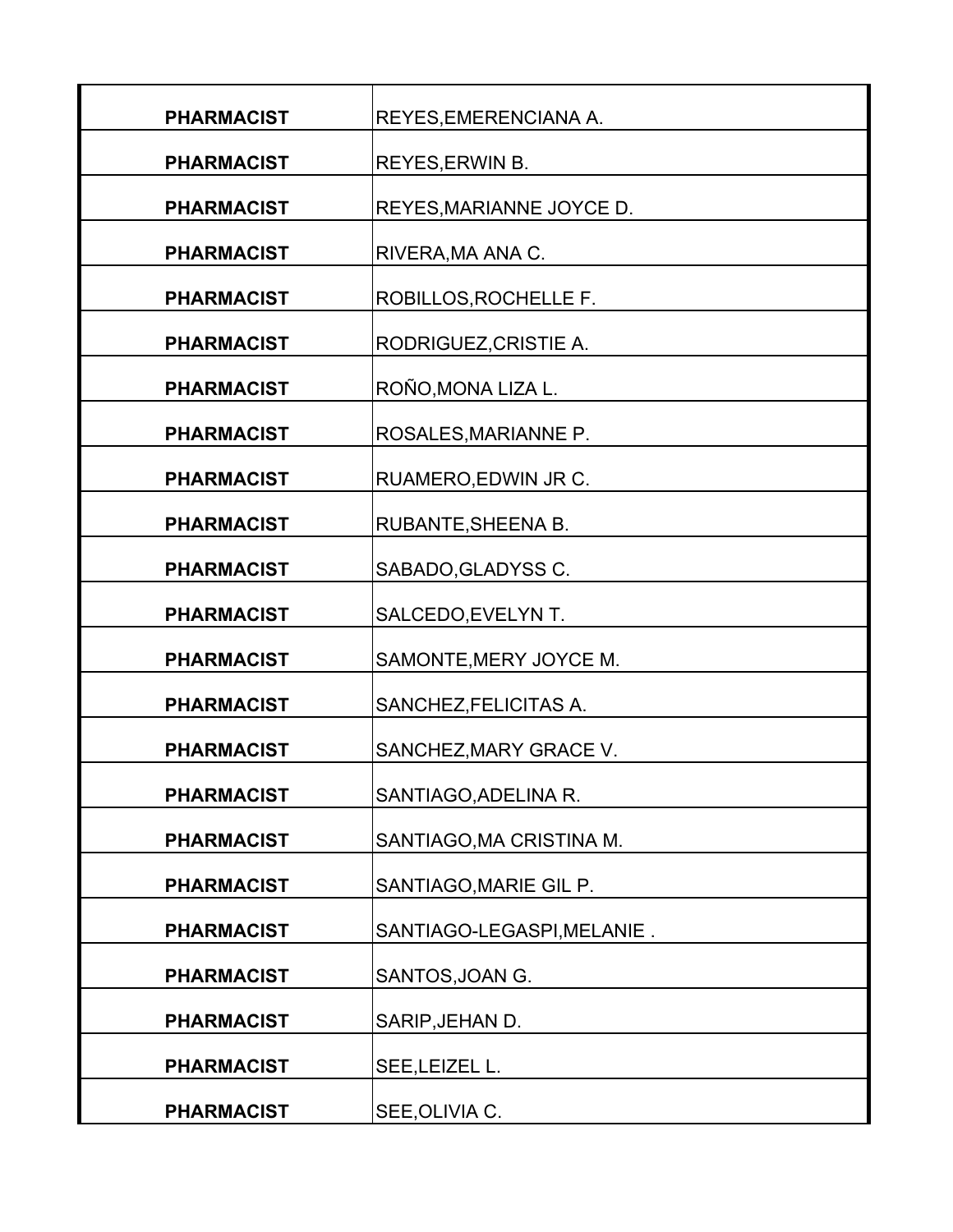| | |
|---|---|
| **PHARMACIST** | REYES,EMERENCIANA A. |
| **PHARMACIST** | REYES,ERWIN B. |
| **PHARMACIST** | REYES,MARIANNE JOYCE D. |
| **PHARMACIST** | RIVERA,MA ANA C. |
| **PHARMACIST** | ROBILLOS,ROCHELLE F. |
| **PHARMACIST** | RODRIGUEZ,CRISTIE A. |
| **PHARMACIST** | ROÑO,MONA LIZA L. |
| **PHARMACIST** | ROSALES,MARIANNE P. |
| **PHARMACIST** | RUAMERO,EDWIN JR C. |
| **PHARMACIST** | RUBANTE,SHEENA B. |
| **PHARMACIST** | SABADO,GLADYSS C. |
| **PHARMACIST** | SALCEDO,EVELYN T. |
| **PHARMACIST** | SAMONTE,MERY JOYCE M. |
| **PHARMACIST** | SANCHEZ,FELICITAS A. |
| **PHARMACIST** | SANCHEZ,MARY GRACE V. |
| **PHARMACIST** | SANTIAGO,ADELINA R. |
| **PHARMACIST** | SANTIAGO,MA CRISTINA M. |
| **PHARMACIST** | SANTIAGO,MARIE GIL P. |
| **PHARMACIST** | SANTIAGO-LEGASPI,MELANIE . |
| **PHARMACIST** | SANTOS,JOAN G. |
| **PHARMACIST** | SARIP,JEHAN D. |
| **PHARMACIST** | SEE,LEIZEL L. |
| **PHARMACIST** | SEE,OLIVIA C. |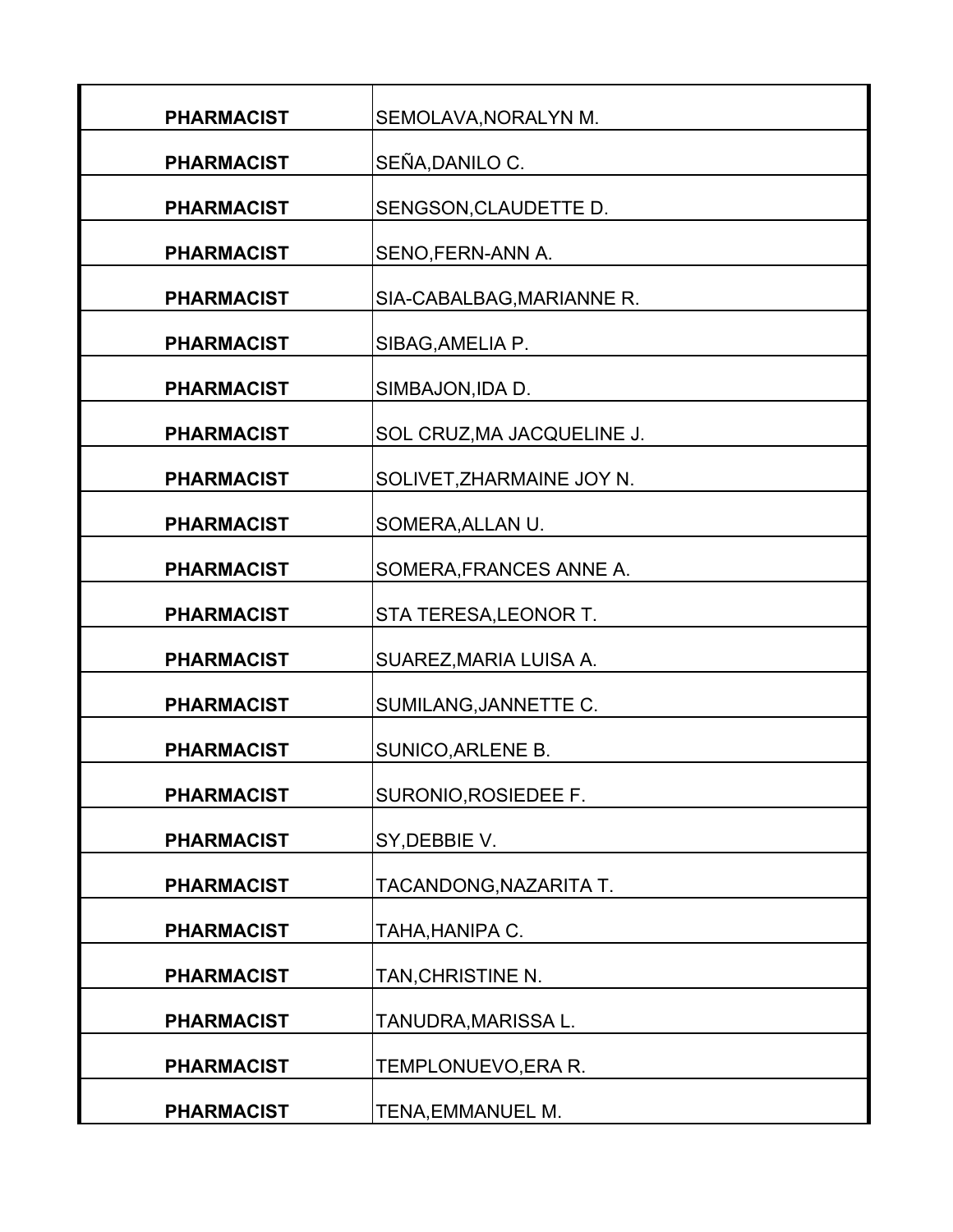| | |
|---|---|
| **PHARMACIST** | SEMOLAVA,NORALYN M. |
| **PHARMACIST** | SEÑA,DANILO C. |
| **PHARMACIST** | SENGSON,CLAUDETTE D. |
| **PHARMACIST** | SENO,FERN-ANN A. |
| **PHARMACIST** | SIA-CABALBAG,MARIANNE R. |
| **PHARMACIST** | SIBAG,AMELIA P. |
| **PHARMACIST** | SIMBAJON,IDA D. |
| **PHARMACIST** | SOL CRUZ,MA JACQUELINE J. |
| **PHARMACIST** | SOLIVET,ZHARMAINE JOY N. |
| **PHARMACIST** | SOMERA,ALLAN U. |
| **PHARMACIST** | SOMERA,FRANCES ANNE A. |
| **PHARMACIST** | STA TERESA,LEONOR T. |
| **PHARMACIST** | SUAREZ,MARIA LUISA A. |
| **PHARMACIST** | SUMILANG,JANNETTE C. |
| **PHARMACIST** | SUNICO,ARLENE B. |
| **PHARMACIST** | SURONIO,ROSIEDEE F. |
| **PHARMACIST** | SY,DEBBIE V. |
| **PHARMACIST** | TACANDONG,NAZARITA T. |
| **PHARMACIST** | TAHA,HANIPA C. |
| **PHARMACIST** | TAN,CHRISTINE N. |
| **PHARMACIST** | TANUDRA,MARISSA L. |
| **PHARMACIST** | TEMPLONUEVO,ERA R. |
| **PHARMACIST** | TENA,EMMANUEL M. |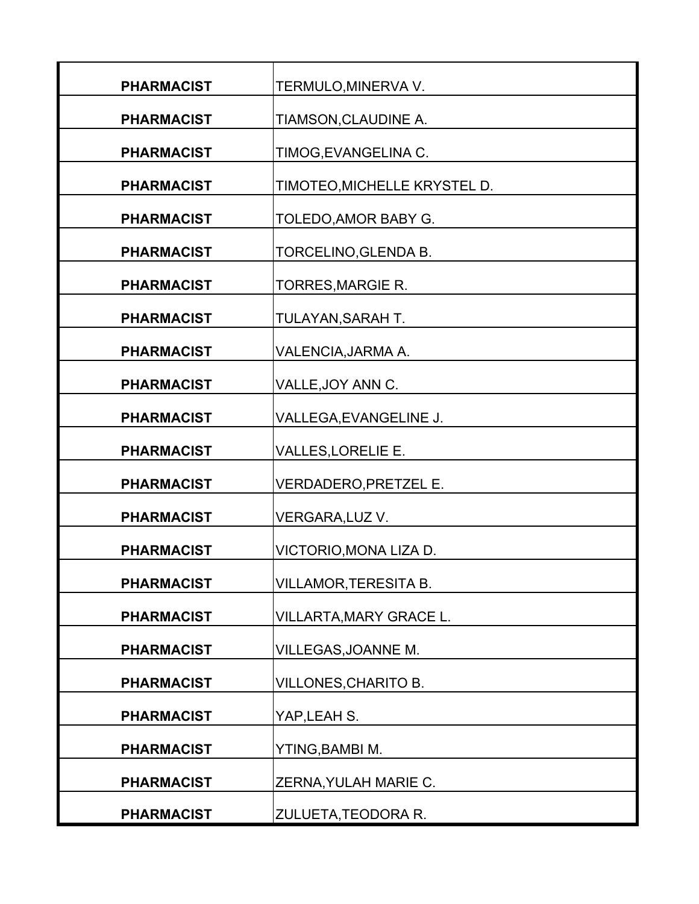| | |
|---|---|
| PHARMACIST | TERMULO,MINERVA V. |
| PHARMACIST | TIAMSON,CLAUDINE A. |
| PHARMACIST | TIMOG,EVANGELINA C. |
| PHARMACIST | TIMOTEO,MICHELLE KRYSTEL D. |
| PHARMACIST | TOLEDO,AMOR BABY G. |
| PHARMACIST | TORCELINO,GLENDA B. |
| PHARMACIST | TORRES,MARGIE R. |
| PHARMACIST | TULAYAN,SARAH T. |
| PHARMACIST | VALENCIA,JARMA A. |
| PHARMACIST | VALLE,JOY ANN C. |
| PHARMACIST | VALLEGA,EVANGELINE J. |
| PHARMACIST | VALLES,LORELIE E. |
| PHARMACIST | VERDADERO,PRETZEL E. |
| PHARMACIST | VERGARA,LUZ V. |
| PHARMACIST | VICTORIO,MONA LIZA D. |
| PHARMACIST | VILLAMOR,TERESITA B. |
| PHARMACIST | VILLARTA,MARY GRACE L. |
| PHARMACIST | VILLEGAS,JOANNE M. |
| PHARMACIST | VILLONES,CHARITO B. |
| PHARMACIST | YAP,LEAH S. |
| PHARMACIST | YTING,BAMBI M. |
| PHARMACIST | ZERNA,YULAH MARIE C. |
| PHARMACIST | ZULUETA,TEODORA R. |